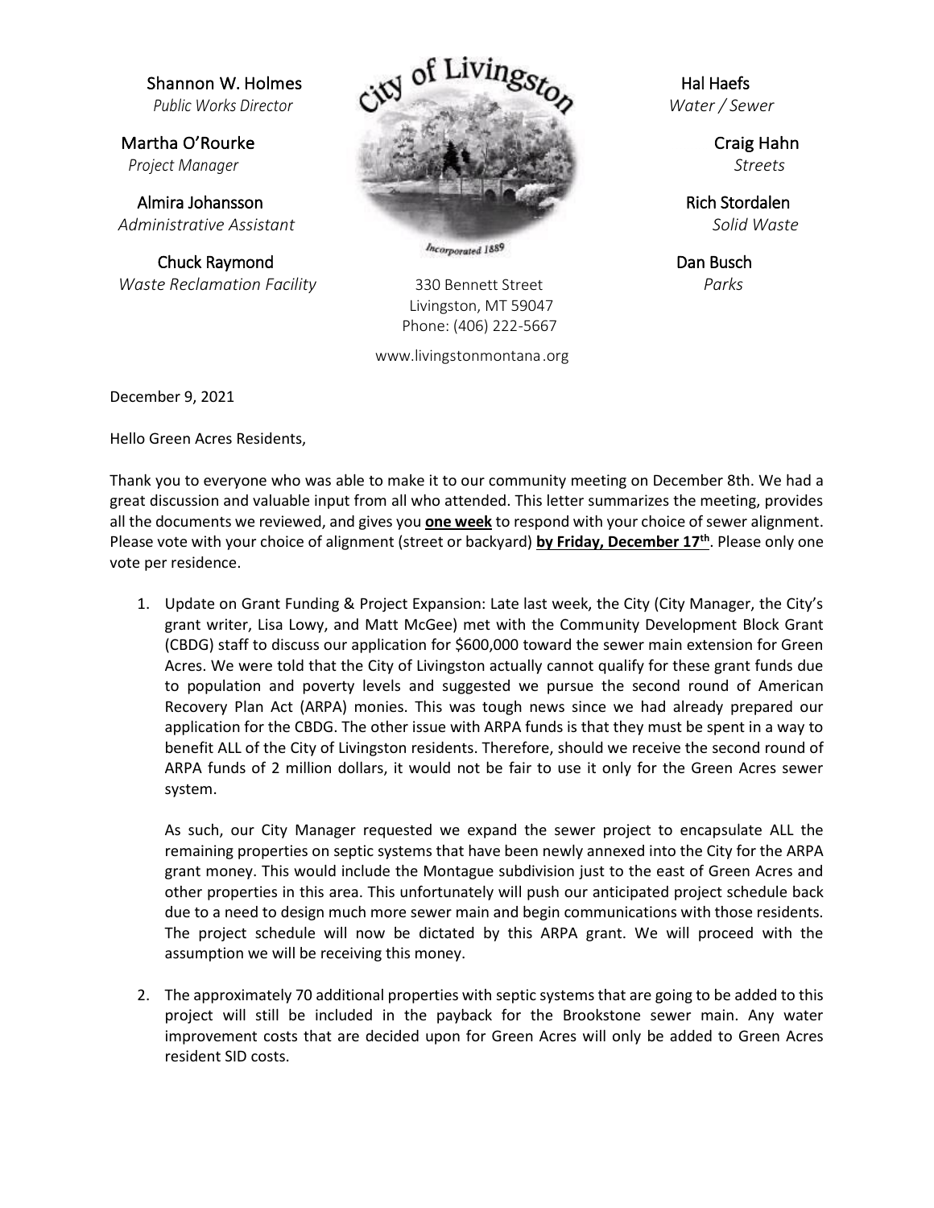Shannon W. Holmes
*Public Works Director*

Martha O'Rourke
*Project Manager*

Almira Johansson
*Administrative Assistant*

Chuck Raymond
*Waste Reclamation Facility*

City of Livingston
Incorporated 1889

330 Bennett Street
Livingston, MT 59047
Phone: (406) 222-5667

www.livingstonmontana.org

Hal Haefs
*Water / Sewer*

Craig Hahn
*Streets*

Rich Stordalen
*Solid Waste*

Dan Busch
*Parks*

December 9, 2021

Hello Green Acres Residents,

Thank you to everyone who was able to make it to our community meeting on December 8th. We had a great discussion and valuable input from all who attended. This letter summarizes the meeting, provides all the documents we reviewed, and gives you **one week** to respond with your choice of sewer alignment. Please vote with your choice of alignment (street or backyard) **by Friday, December 17th**. Please only one vote per residence.

1. Update on Grant Funding & Project Expansion: Late last week, the City (City Manager, the City's grant writer, Lisa Lowy, and Matt McGee) met with the Community Development Block Grant (CBDG) staff to discuss our application for $600,000 toward the sewer main extension for Green Acres. We were told that the City of Livingston actually cannot qualify for these grant funds due to population and poverty levels and suggested we pursue the second round of American Recovery Plan Act (ARPA) monies. This was tough news since we had already prepared our application for the CBDG. The other issue with ARPA funds is that they must be spent in a way to benefit ALL of the City of Livingston residents. Therefore, should we receive the second round of ARPA funds of 2 million dollars, it would not be fair to use it only for the Green Acres sewer system.

   As such, our City Manager requested we expand the sewer project to encapsulate ALL the remaining properties on septic systems that have been newly annexed into the City for the ARPA grant money. This would include the Montague subdivision just to the east of Green Acres and other properties in this area. This unfortunately will push our anticipated project schedule back due to a need to design much more sewer main and begin communications with those residents. The project schedule will now be dictated by this ARPA grant. We will proceed with the assumption we will be receiving this money.

2. The approximately 70 additional properties with septic systems that are going to be added to this project will still be included in the payback for the Brookstone sewer main. Any water improvement costs that are decided upon for Green Acres will only be added to Green Acres resident SID costs.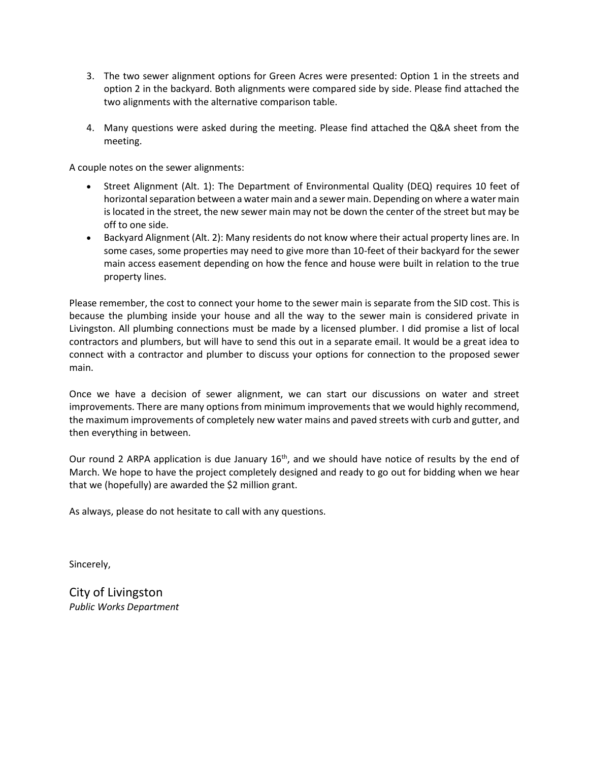3. The two sewer alignment options for Green Acres were presented: Option 1 in the streets and option 2 in the backyard. Both alignments were compared side by side. Please find attached the two alignments with the alternative comparison table.

4. Many questions were asked during the meeting. Please find attached the Q&A sheet from the meeting.

A couple notes on the sewer alignments:

- Street Alignment (Alt. 1): The Department of Environmental Quality (DEQ) requires 10 feet of horizontal separation between a water main and a sewer main. Depending on where a water main is located in the street, the new sewer main may not be down the center of the street but may be off to one side.
- Backyard Alignment (Alt. 2): Many residents do not know where their actual property lines are. In some cases, some properties may need to give more than 10-feet of their backyard for the sewer main access easement depending on how the fence and house were built in relation to the true property lines.

Please remember, the cost to connect your home to the sewer main is separate from the SID cost. This is because the plumbing inside your house and all the way to the sewer main is considered private in Livingston. All plumbing connections must be made by a licensed plumber. I did promise a list of local contractors and plumbers, but will have to send this out in a separate email. It would be a great idea to connect with a contractor and plumber to discuss your options for connection to the proposed sewer main.

Once we have a decision of sewer alignment, we can start our discussions on water and street improvements. There are many options from minimum improvements that we would highly recommend, the maximum improvements of completely new water mains and paved streets with curb and gutter, and then everything in between.

Our round 2 ARPA application is due January 16th, and we should have notice of results by the end of March. We hope to have the project completely designed and ready to go out for bidding when we hear that we (hopefully) are awarded the $2 million grant.

As always, please do not hesitate to call with any questions.

Sincerely,

City of Livingston
*Public Works Department*